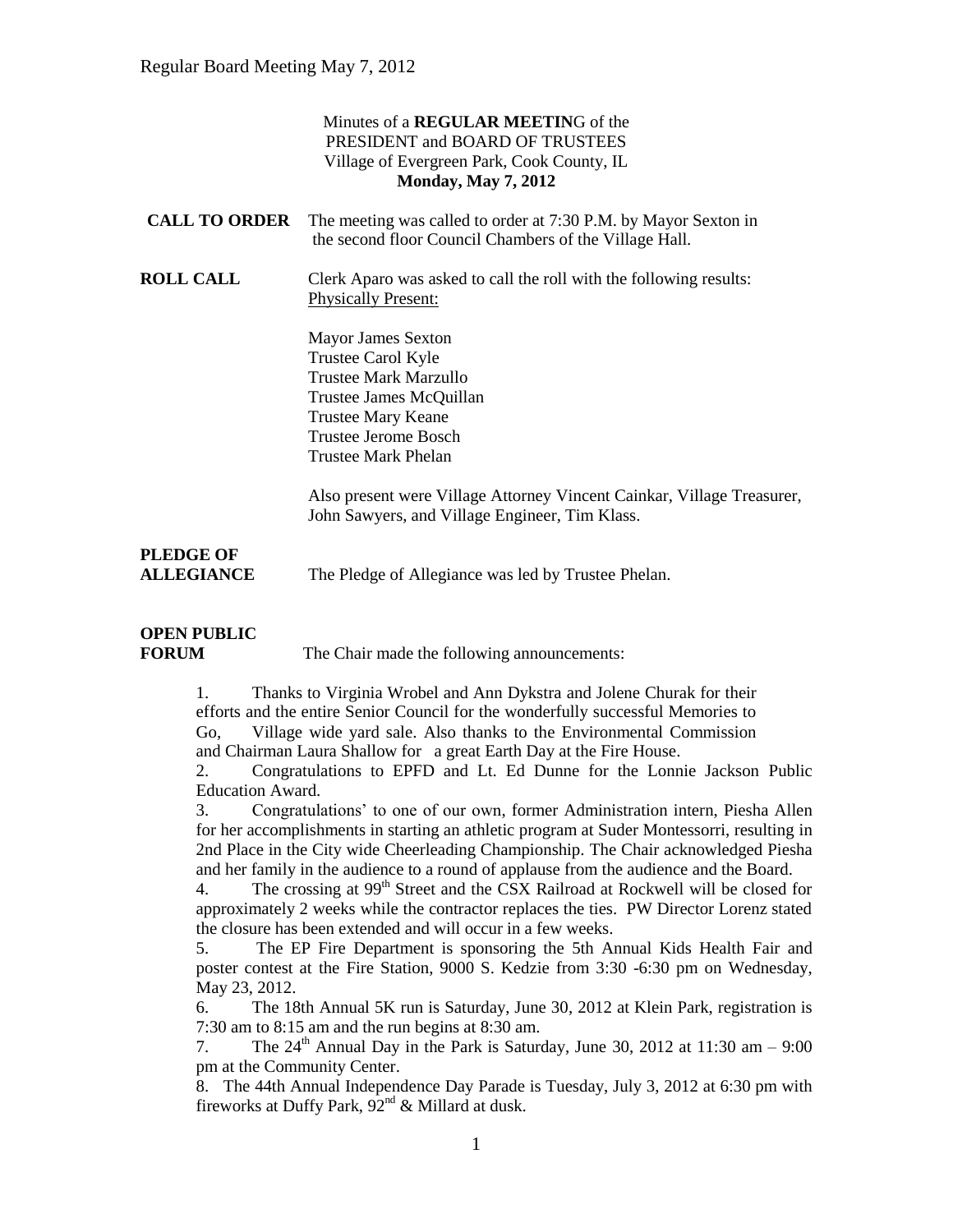Minutes of a **REGULAR MEETIN**G of the
PRESIDENT and BOARD OF TRUSTEES
Village of Evergreen Park, Cook County, IL
**Monday, May 7, 2012**

**CALL TO ORDER** The meeting was called to order at 7:30 P.M. by Mayor Sexton in the second floor Council Chambers of the Village Hall.

**ROLL CALL** Clerk Aparo was asked to call the roll with the following results:
Physically Present:

Mayor James Sexton
Trustee Carol Kyle
Trustee Mark Marzullo
Trustee James McQuillan
Trustee Mary Keane
Trustee Jerome Bosch
Trustee Mark Phelan

Also present were Village Attorney Vincent Cainkar, Village Treasurer, John Sawyers, and Village Engineer, Tim Klass.

**PLEDGE OF ALLEGIANCE** The Pledge of Allegiance was led by Trustee Phelan.

**OPEN PUBLIC FORUM** The Chair made the following announcements:

1. Thanks to Virginia Wrobel and Ann Dykstra and Jolene Churak for their efforts and the entire Senior Council for the wonderfully successful Memories to Go, Village wide yard sale. Also thanks to the Environmental Commission and Chairman Laura Shallow for a great Earth Day at the Fire House.
2. Congratulations to EPFD and Lt. Ed Dunne for the Lonnie Jackson Public Education Award.
3. Congratulations' to one of our own, former Administration intern, Piesha Allen for her accomplishments in starting an athletic program at Suder Montessorri, resulting in 2nd Place in the City wide Cheerleading Championship. The Chair acknowledged Piesha and her family in the audience to a round of applause from the audience and the Board.
4. The crossing at 99th Street and the CSX Railroad at Rockwell will be closed for approximately 2 weeks while the contractor replaces the ties. PW Director Lorenz stated the closure has been extended and will occur in a few weeks.
5. The EP Fire Department is sponsoring the 5th Annual Kids Health Fair and poster contest at the Fire Station, 9000 S. Kedzie from 3:30 -6:30 pm on Wednesday, May 23, 2012.
6. The 18th Annual 5K run is Saturday, June 30, 2012 at Klein Park, registration is 7:30 am to 8:15 am and the run begins at 8:30 am.
7. The 24th Annual Day in the Park is Saturday, June 30, 2012 at 11:30 am – 9:00 pm at the Community Center.
8. The 44th Annual Independence Day Parade is Tuesday, July 3, 2012 at 6:30 pm with fireworks at Duffy Park, 92nd & Millard at dusk.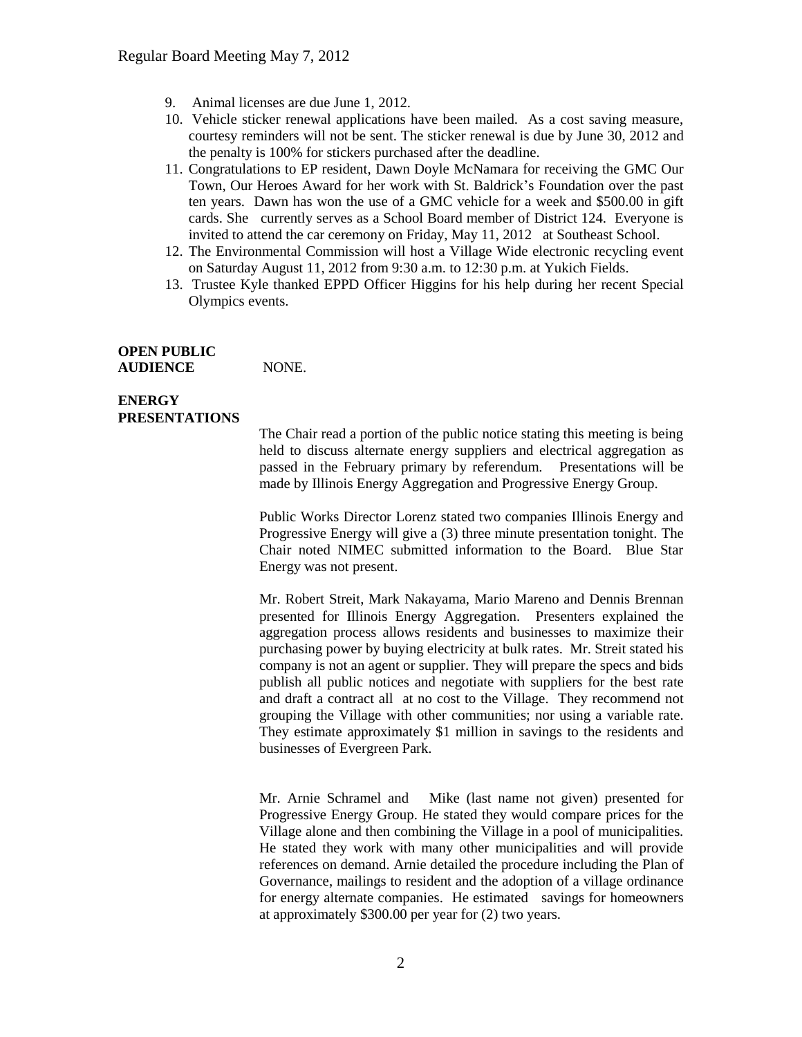9. Animal licenses are due June 1, 2012.
10. Vehicle sticker renewal applications have been mailed. As a cost saving measure, courtesy reminders will not be sent. The sticker renewal is due by June 30, 2012 and the penalty is 100% for stickers purchased after the deadline.
11. Congratulations to EP resident, Dawn Doyle McNamara for receiving the GMC Our Town, Our Heroes Award for her work with St. Baldrick's Foundation over the past ten years. Dawn has won the use of a GMC vehicle for a week and $500.00 in gift cards. She currently serves as a School Board member of District 124. Everyone is invited to attend the car ceremony on Friday, May 11, 2012 at Southeast School.
12. The Environmental Commission will host a Village Wide electronic recycling event on Saturday August 11, 2012 from 9:30 a.m. to 12:30 p.m. at Yukich Fields.
13. Trustee Kyle thanked EPPD Officer Higgins for his help during her recent Special Olympics events.

**OPEN PUBLIC AUDIENCE** NONE.

**ENERGY PRESENTATIONS**

The Chair read a portion of the public notice stating this meeting is being held to discuss alternate energy suppliers and electrical aggregation as passed in the February primary by referendum. Presentations will be made by Illinois Energy Aggregation and Progressive Energy Group.

Public Works Director Lorenz stated two companies Illinois Energy and Progressive Energy will give a (3) three minute presentation tonight. The Chair noted NIMEC submitted information to the Board. Blue Star Energy was not present.

Mr. Robert Streit, Mark Nakayama, Mario Mareno and Dennis Brennan presented for Illinois Energy Aggregation. Presenters explained the aggregation process allows residents and businesses to maximize their purchasing power by buying electricity at bulk rates. Mr. Streit stated his company is not an agent or supplier. They will prepare the specs and bids publish all public notices and negotiate with suppliers for the best rate and draft a contract all at no cost to the Village. They recommend not grouping the Village with other communities; nor using a variable rate. They estimate approximately $1 million in savings to the residents and businesses of Evergreen Park.

Mr. Arnie Schramel and Mike (last name not given) presented for Progressive Energy Group. He stated they would compare prices for the Village alone and then combining the Village in a pool of municipalities. He stated they work with many other municipalities and will provide references on demand. Arnie detailed the procedure including the Plan of Governance, mailings to resident and the adoption of a village ordinance for energy alternate companies. He estimated savings for homeowners at approximately $300.00 per year for (2) two years.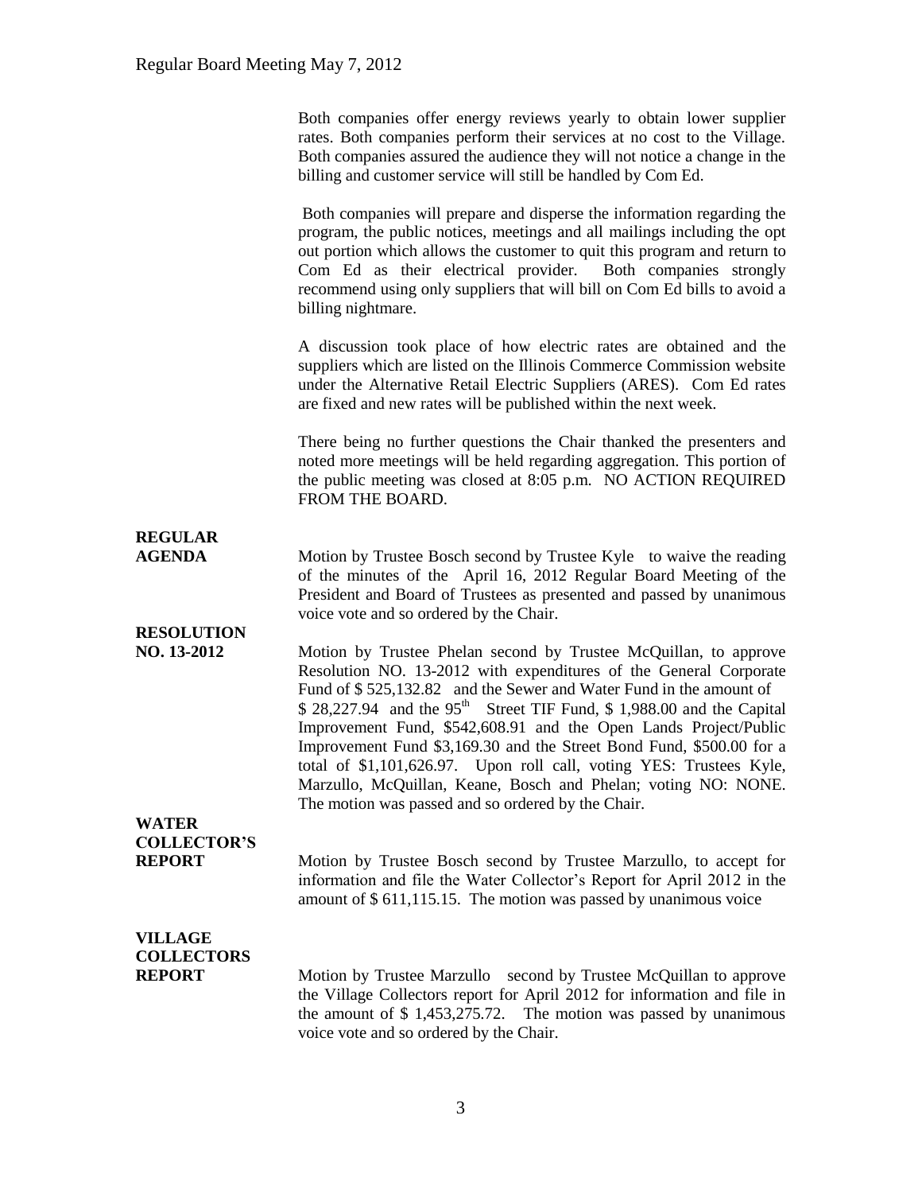Both companies offer energy reviews yearly to obtain lower supplier rates. Both companies perform their services at no cost to the Village. Both companies assured the audience they will not notice a change in the billing and customer service will still be handled by Com Ed.

Both companies will prepare and disperse the information regarding the program, the public notices, meetings and all mailings including the opt out portion which allows the customer to quit this program and return to Com Ed as their electrical provider. Both companies strongly recommend using only suppliers that will bill on Com Ed bills to avoid a billing nightmare.

A discussion took place of how electric rates are obtained and the suppliers which are listed on the Illinois Commerce Commission website under the Alternative Retail Electric Suppliers (ARES). Com Ed rates are fixed and new rates will be published within the next week.

There being no further questions the Chair thanked the presenters and noted more meetings will be held regarding aggregation. This portion of the public meeting was closed at 8:05 p.m. NO ACTION REQUIRED FROM THE BOARD.

**REGULAR AGENDA**

Motion by Trustee Bosch second by Trustee Kyle to waive the reading of the minutes of the April 16, 2012 Regular Board Meeting of the President and Board of Trustees as presented and passed by unanimous voice vote and so ordered by the Chair.

**RESOLUTION NO. 13-2012**

Motion by Trustee Phelan second by Trustee McQuillan, to approve Resolution NO. 13-2012 with expenditures of the General Corporate Fund of \$ 525,132.82 and the Sewer and Water Fund in the amount of \$ 28,227.94 and the 95th Street TIF Fund, \$ 1,988.00 and the Capital Improvement Fund, \$542,608.91 and the Open Lands Project/Public Improvement Fund \$3,169.30 and the Street Bond Fund, \$500.00 for a total of \$1,101,626.97. Upon roll call, voting YES: Trustees Kyle, Marzullo, McQuillan, Keane, Bosch and Phelan; voting NO: NONE. The motion was passed and so ordered by the Chair.

**WATER COLLECTOR'S REPORT**

Motion by Trustee Bosch second by Trustee Marzullo, to accept for information and file the Water Collector's Report for April 2012 in the amount of \$ 611,115.15. The motion was passed by unanimous voice

**VILLAGE COLLECTORS REPORT**

Motion by Trustee Marzullo second by Trustee McQuillan to approve the Village Collectors report for April 2012 for information and file in the amount of \$ 1,453,275.72. The motion was passed by unanimous voice vote and so ordered by the Chair.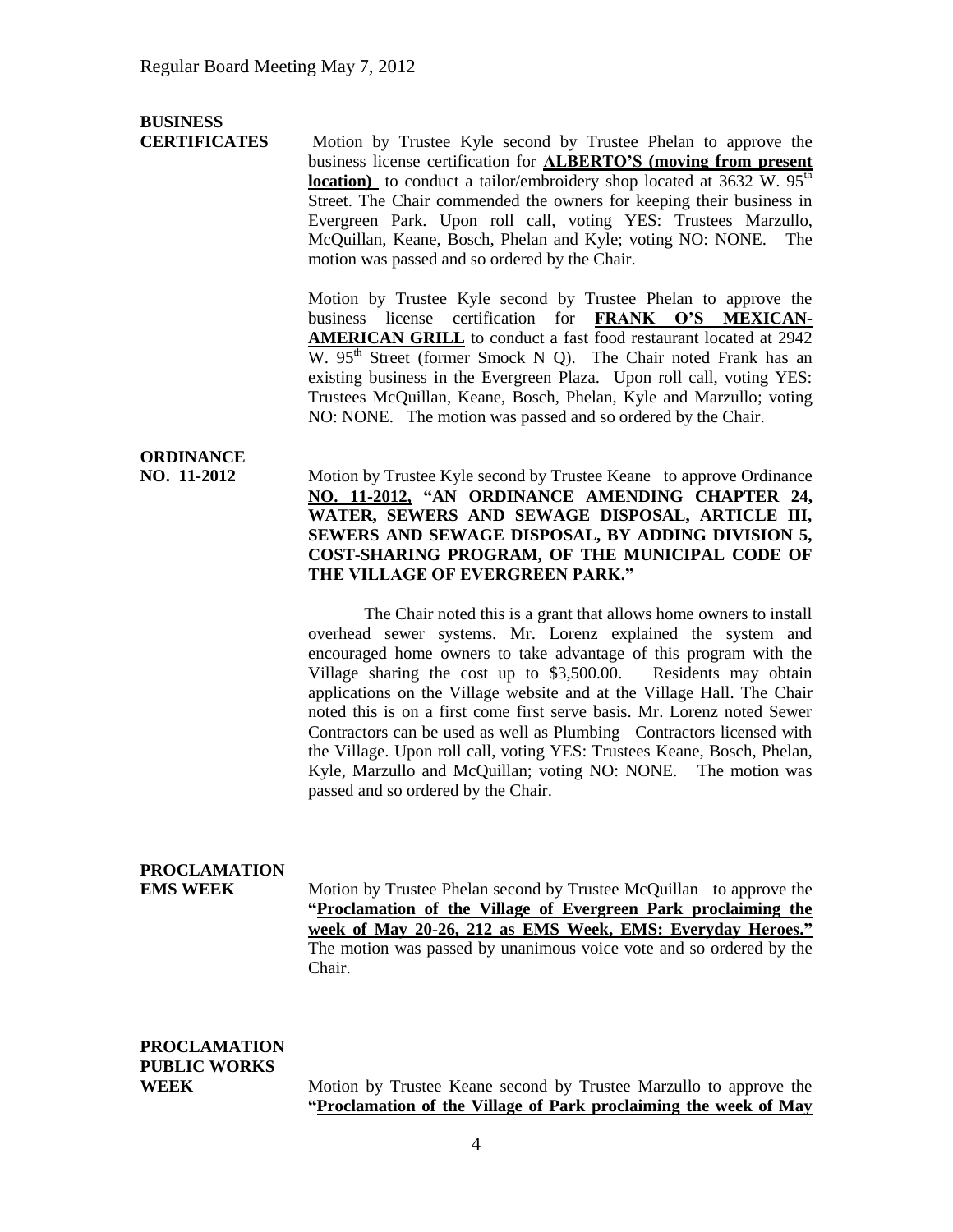**BUSINESS CERTIFICATES**

Motion by Trustee Kyle second by Trustee Phelan to approve the business license certification for **ALBERTO'S (moving from present location)** to conduct a tailor/embroidery shop located at 3632 W. 95th Street. The Chair commended the owners for keeping their business in Evergreen Park. Upon roll call, voting YES: Trustees Marzullo, McQuillan, Keane, Bosch, Phelan and Kyle; voting NO: NONE. The motion was passed and so ordered by the Chair.

Motion by Trustee Kyle second by Trustee Phelan to approve the business license certification for **FRANK O'S MEXICAN-AMERICAN GRILL** to conduct a fast food restaurant located at 2942 W. 95th Street (former Smock N Q). The Chair noted Frank has an existing business in the Evergreen Plaza. Upon roll call, voting YES: Trustees McQuillan, Keane, Bosch, Phelan, Kyle and Marzullo; voting NO: NONE. The motion was passed and so ordered by the Chair.

**ORDINANCE NO. 11-2012**

Motion by Trustee Kyle second by Trustee Keane to approve Ordinance **NO. 11-2012, "AN ORDINANCE AMENDING CHAPTER 24, WATER, SEWERS AND SEWAGE DISPOSAL, ARTICLE III, SEWERS AND SEWAGE DISPOSAL, BY ADDING DIVISION 5, COST-SHARING PROGRAM, OF THE MUNICIPAL CODE OF THE VILLAGE OF EVERGREEN PARK."**

The Chair noted this is a grant that allows home owners to install overhead sewer systems. Mr. Lorenz explained the system and encouraged home owners to take advantage of this program with the Village sharing the cost up to $3,500.00. Residents may obtain applications on the Village website and at the Village Hall. The Chair noted this is on a first come first serve basis. Mr. Lorenz noted Sewer Contractors can be used as well as Plumbing Contractors licensed with the Village. Upon roll call, voting YES: Trustees Keane, Bosch, Phelan, Kyle, Marzullo and McQuillan; voting NO: NONE. The motion was passed and so ordered by the Chair.

**PROCLAMATION EMS WEEK**

Motion by Trustee Phelan second by Trustee McQuillan to approve the **"Proclamation of the Village of Evergreen Park proclaiming the week of May 20-26, 212 as EMS Week, EMS: Everyday Heroes."** The motion was passed by unanimous voice vote and so ordered by the Chair.

**PROCLAMATION PUBLIC WORKS WEEK**

Motion by Trustee Keane second by Trustee Marzullo to approve the **"Proclamation of the Village of Park proclaiming the week of May**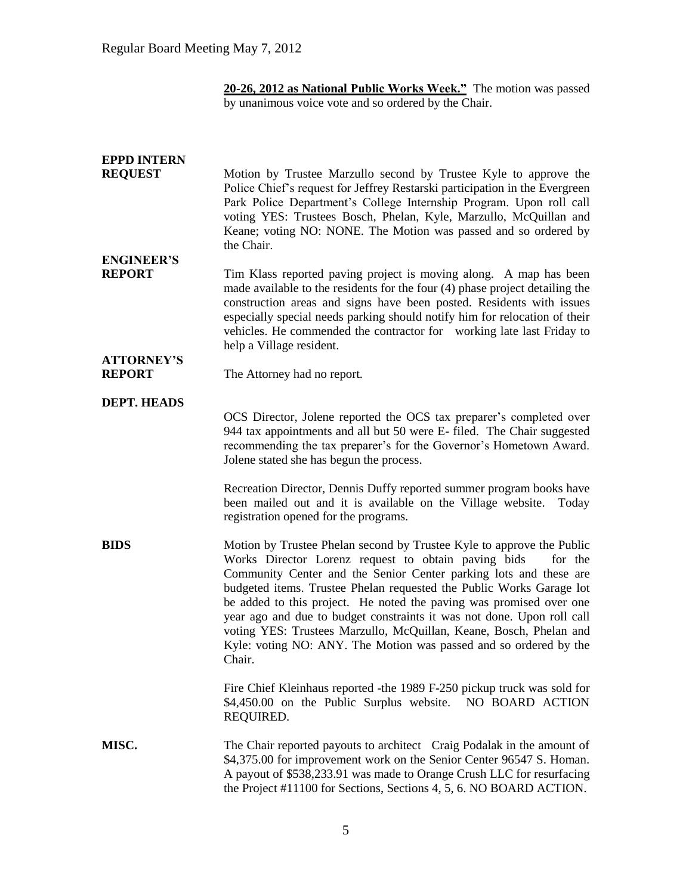**20-26, 2012 as National Public Works Week."** The motion was passed by unanimous voice vote and so ordered by the Chair.

**EPPD INTERN REQUEST**

Motion by Trustee Marzullo second by Trustee Kyle to approve the Police Chief's request for Jeffrey Restarski participation in the Evergreen Park Police Department's College Internship Program. Upon roll call voting YES: Trustees Bosch, Phelan, Kyle, Marzullo, McQuillan and Keane; voting NO: NONE. The Motion was passed and so ordered by the Chair.

**ENGINEER'S REPORT**

Tim Klass reported paving project is moving along. A map has been made available to the residents for the four (4) phase project detailing the construction areas and signs have been posted. Residents with issues especially special needs parking should notify him for relocation of their vehicles. He commended the contractor for working late last Friday to help a Village resident.

**ATTORNEY'S REPORT**

The Attorney had no report.

**DEPT. HEADS**

OCS Director, Jolene reported the OCS tax preparer's completed over 944 tax appointments and all but 50 were E- filed. The Chair suggested recommending the tax preparer's for the Governor's Hometown Award. Jolene stated she has begun the process.

Recreation Director, Dennis Duffy reported summer program books have been mailed out and it is available on the Village website. Today registration opened for the programs.

**BIDS**

Motion by Trustee Phelan second by Trustee Kyle to approve the Public Works Director Lorenz request to obtain paving bids for the Community Center and the Senior Center parking lots and these are budgeted items. Trustee Phelan requested the Public Works Garage lot be added to this project. He noted the paving was promised over one year ago and due to budget constraints it was not done. Upon roll call voting YES: Trustees Marzullo, McQuillan, Keane, Bosch, Phelan and Kyle: voting NO: ANY. The Motion was passed and so ordered by the Chair.

Fire Chief Kleinhaus reported -the 1989 F-250 pickup truck was sold for $4,450.00 on the Public Surplus website. NO BOARD ACTION REQUIRED.

**MISC.**

The Chair reported payouts to architect Craig Podalak in the amount of $4,375.00 for improvement work on the Senior Center 96547 S. Homan. A payout of $538,233.91 was made to Orange Crush LLC for resurfacing the Project #11100 for Sections, Sections 4, 5, 6. NO BOARD ACTION.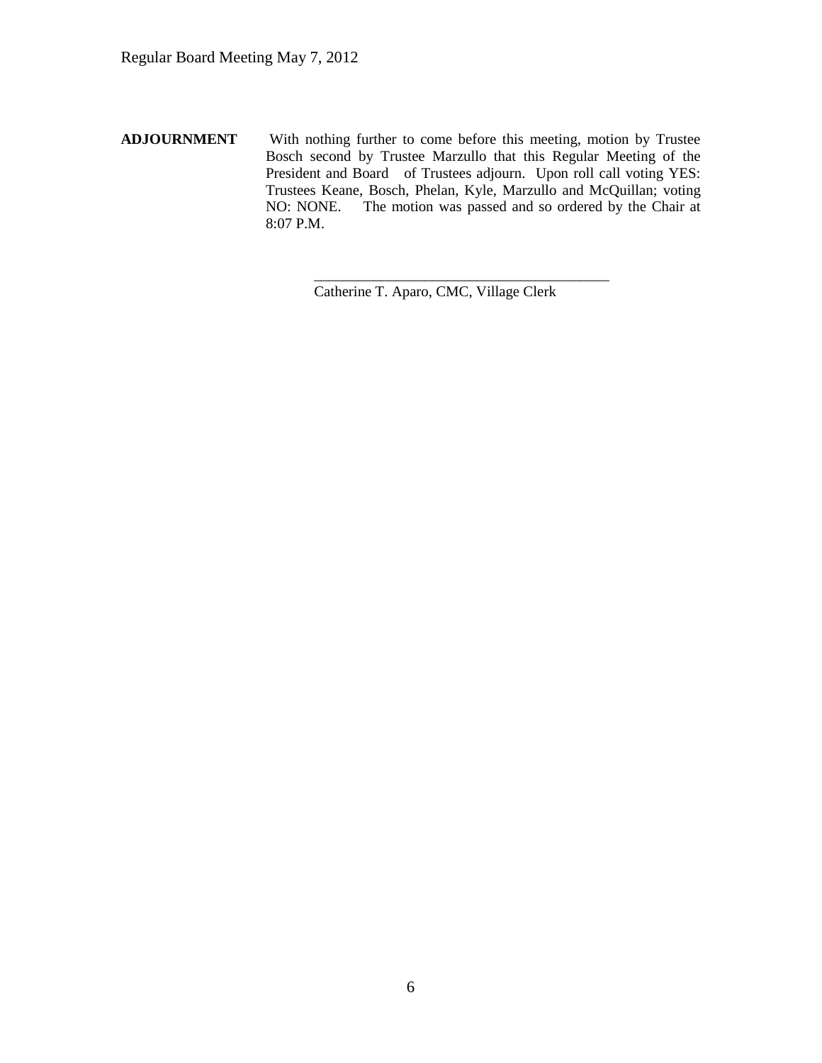**ADJOURNMENT** With nothing further to come before this meeting, motion by Trustee Bosch second by Trustee Marzullo that this Regular Meeting of the President and Board of Trustees adjourn. Upon roll call voting YES: Trustees Keane, Bosch, Phelan, Kyle, Marzullo and McQuillan; voting NO: NONE. The motion was passed and so ordered by the Chair at 8:07 P.M.

\_\_\_\_\_\_\_\_\_\_\_\_\_\_\_\_\_\_\_\_\_\_\_\_\_\_\_\_\_\_\_\_\_\_\_\_\_\_\_\_

Catherine T. Aparo, CMC, Village Clerk